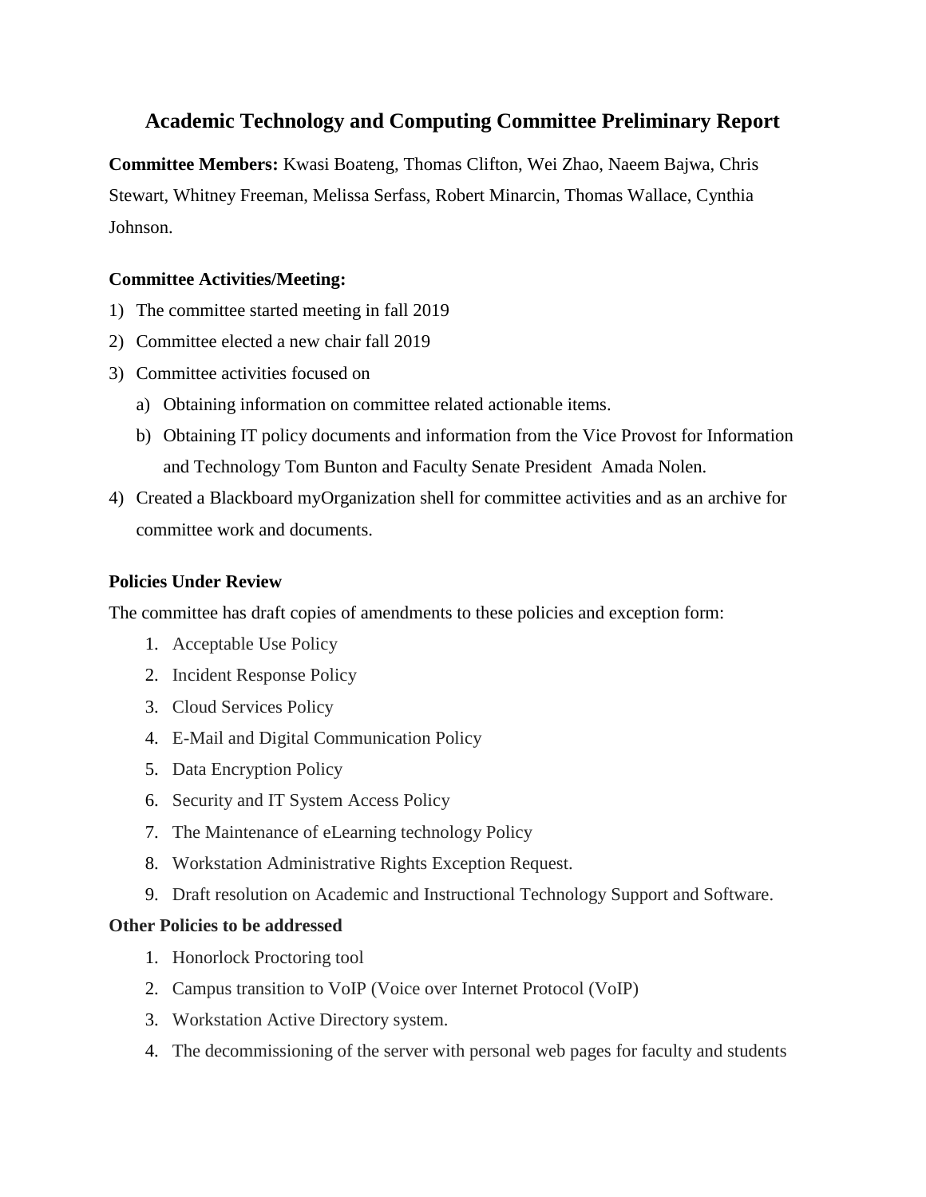# Academic Technology and Computing Committee Preliminary Report

**Committee Members:** Kwasi Boateng, Thomas Clifton, Wei Zhao, Naeem Bajwa, Chris Stewart, Whitney Freeman, Melissa Serfass, Robert Minarcin, Thomas Wallace, Cynthia Johnson.

**Committee Activities/Meeting:**

1) The committee started meeting in fall 2019
2) Committee elected a new chair fall 2019
3) Committee activities focused on
   a) Obtaining information on committee related actionable items.
   b) Obtaining IT policy documents and information from the Vice Provost for Information and Technology Tom Bunton and Faculty Senate President Amada Nolen.
4) Created a Blackboard myOrganization shell for committee activities and as an archive for committee work and documents.

**Policies Under Review**

The committee has draft copies of amendments to these policies and exception form:

1. Acceptable Use Policy
2. Incident Response Policy
3. Cloud Services Policy
4. E-Mail and Digital Communication Policy
5. Data Encryption Policy
6. Security and IT System Access Policy
7. The Maintenance of eLearning technology Policy
8. Workstation Administrative Rights Exception Request.
9. Draft resolution on Academic and Instructional Technology Support and Software.

**Other Policies to be addressed**

1. Honorlock Proctoring tool
2. Campus transition to VoIP (Voice over Internet Protocol (VoIP)
3. Workstation Active Directory system.
4. The decommissioning of the server with personal web pages for faculty and students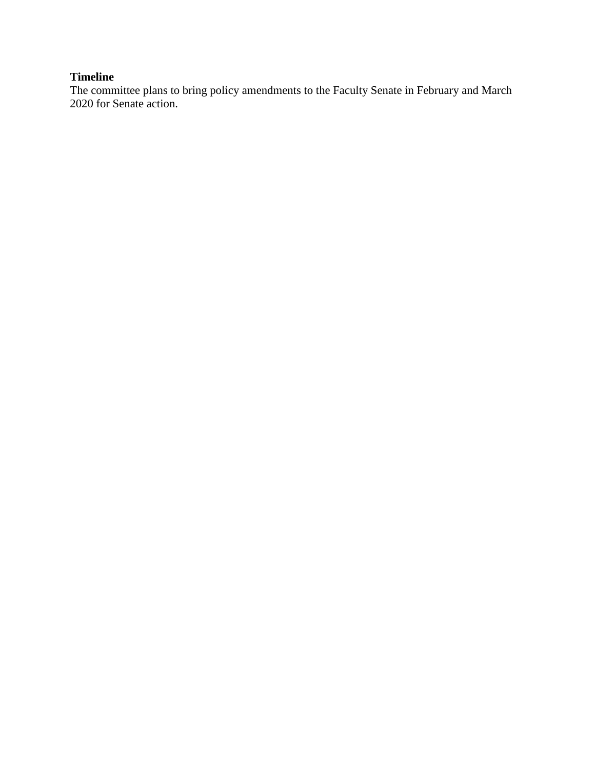**Timeline**

The committee plans to bring policy amendments to the Faculty Senate in February and March 2020 for Senate action.